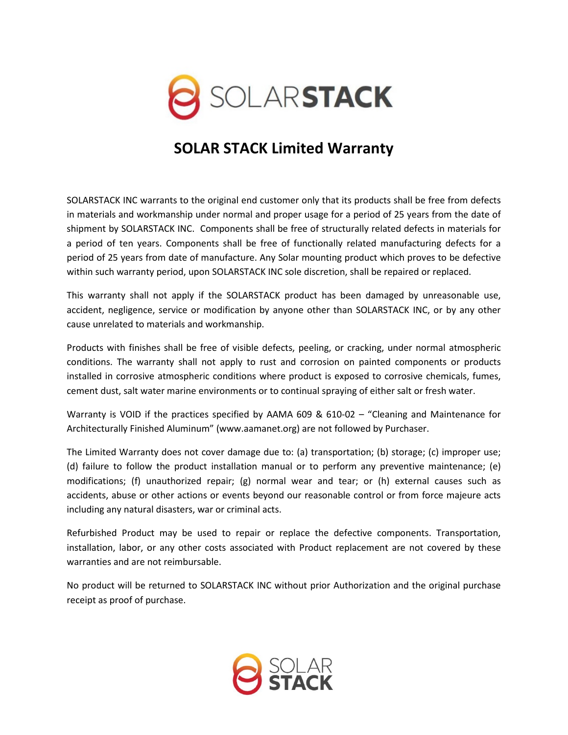# SOLAR STACK Limited Warranty

SOLARSTACK INC warrants to the original end customer only that its products shall be free from defects in materials and workmanship under normal and proper usage for a period of 25 years from the date of shipment by SOLARSTACK INC. Components shall be free of structurally related defects in materials for a period of ten years. Components shall be free of functionally related manufacturing defects for a period of 25 years from date of manufacture. Any Solar mounting product which proves to be defective within such warranty period, upon SOLARSTACK INC sole discretion, shall be repaired or replaced.

This warranty shall not apply if the SOLARSTACK product has been damaged by unreasonable use, accident, negligence, service or modification by anyone other than SOLARSTACK INC, or by any other cause unrelated to materials and workmanship.

Products with finishes shall be free of visible defects, peeling, or cracking, under normal atmospheric conditions. The warranty shall not apply to rust and corrosion on painted components or products installed in corrosive atmospheric conditions where product is exposed to corrosive chemicals, fumes, cement dust, salt water marine environments or to continual spraying of either salt or fresh water.

Warranty is VOID if the practices specified by AAMA 609 & 610-02 – "Cleaning and Maintenance for Architecturally Finished Aluminum" (www.aamanet.org) are not followed by Purchaser.

The Limited Warranty does not cover damage due to: (a) transportation; (b) storage; (c) improper use; (d) failure to follow the product installation manual or to perform any preventive maintenance; (e) modifications; (f) unauthorized repair; (g) normal wear and tear; or (h) external causes such as accidents, abuse or other actions or events beyond our reasonable control or from force majeure acts including any natural disasters, war or criminal acts.

Refurbished Product may be used to repair or replace the defective components. Transportation, installation, labor, or any other costs associated with Product replacement are not covered by these warranties and are not reimbursable.

No product will be returned to SOLARSTACK INC without prior Authorization and the original purchase receipt as proof of purchase.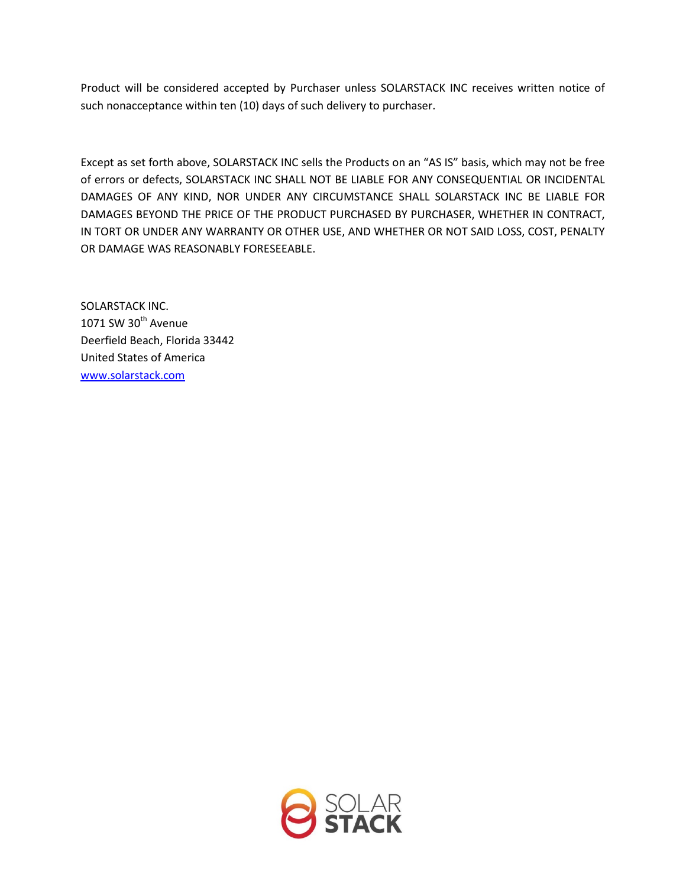Product will be considered accepted by Purchaser unless SOLARSTACK INC receives written notice of such nonacceptance within ten (10) days of such delivery to purchaser.

Except as set forth above, SOLARSTACK INC sells the Products on an "AS IS" basis, which may not be free of errors or defects, SOLARSTACK INC SHALL NOT BE LIABLE FOR ANY CONSEQUENTIAL OR INCIDENTAL DAMAGES OF ANY KIND, NOR UNDER ANY CIRCUMSTANCE SHALL SOLARSTACK INC BE LIABLE FOR DAMAGES BEYOND THE PRICE OF THE PRODUCT PURCHASED BY PURCHASER, WHETHER IN CONTRACT, IN TORT OR UNDER ANY WARRANTY OR OTHER USE, AND WHETHER OR NOT SAID LOSS, COST, PENALTY OR DAMAGE WAS REASONABLY FORESEEABLE.

SOLARSTACK INC.
1071 SW 30th Avenue
Deerfield Beach, Florida 33442
United States of America
[www.solarstack.com](http://www.solarstack.com)

SOLAR STACK